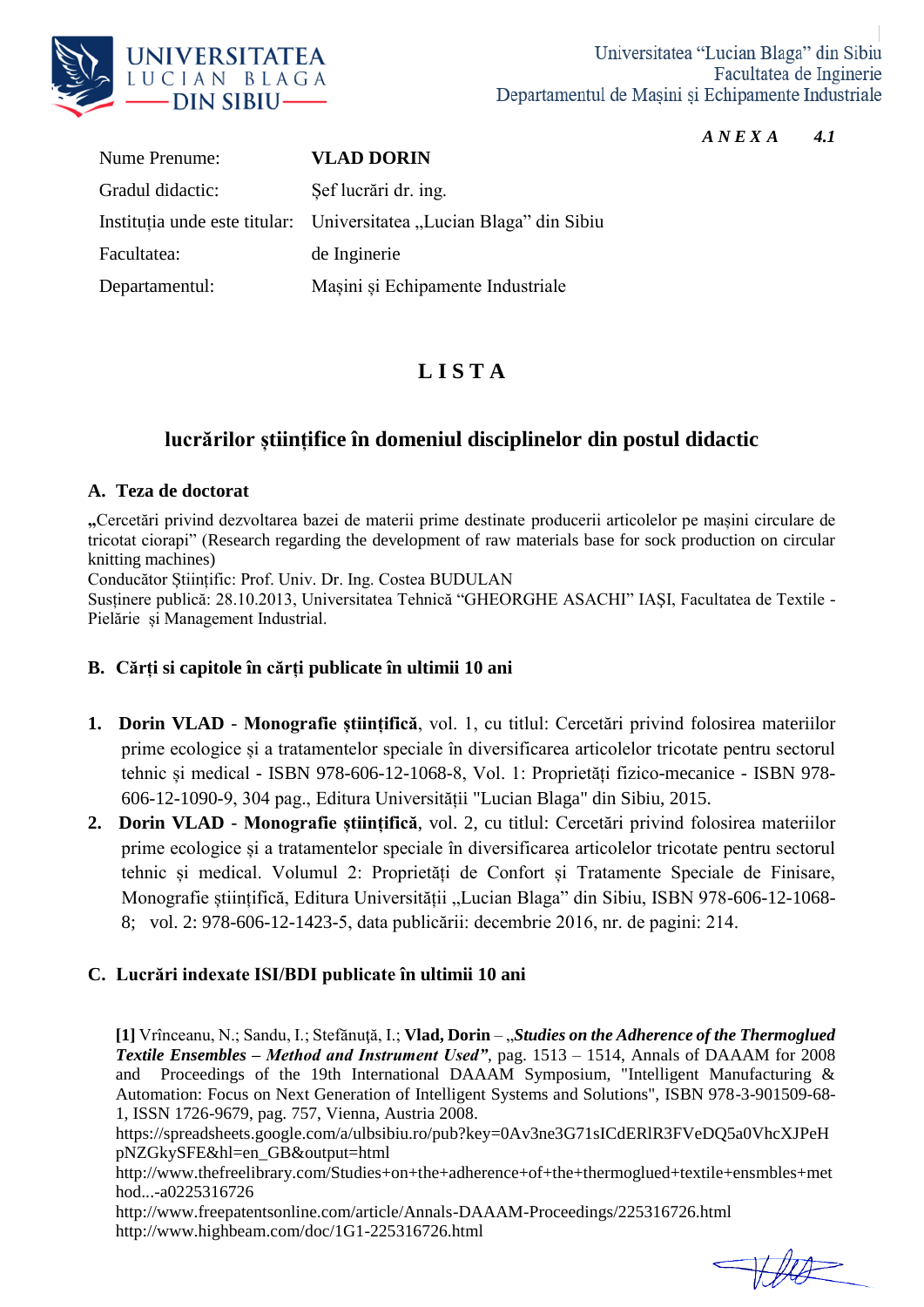Universitatea "Lucian Blaga" din Sibiu
Facultatea de Inginerie
Departamentul de Mașini și Echipamente Industriale

***A N E X A    4.1***

| | |
|---|---|
| Nume Prenume: | **VLAD DORIN** |
| Gradul didactic: | Șef lucrări dr. ing. |
| Instituția unde este titular: | Universitatea „Lucian Blaga" din Sibiu |
| Facultatea: | de Inginerie |
| Departamentul: | Mașini și Echipamente Industriale |

# L I S T A

## lucrărilor științifice în domeniul disciplinelor din postul didactic

### A. Teza de doctorat

**„**Cercetări privind dezvoltarea bazei de materii prime destinate producerii articolelor pe mașini circulare de tricotat ciorapi" (Research regarding the development of raw materials base for sock production on circular knitting machines)
Conducător Științific: Prof. Univ. Dr. Ing. Costea BUDULAN
Susținere publică: 28.10.2013, Universitatea Tehnică "GHEORGHE ASACHI" IAŞI, Facultatea de Textile - Pielărie și Management Industrial.

### B. Cărți si capitole în cărți publicate în ultimii 10 ani

1. **Dorin VLAD** - **Monografie științifică**, vol. 1, cu titlul: Cercetări privind folosirea materiilor prime ecologice și a tratamentelor speciale în diversificarea articolelor tricotate pentru sectorul tehnic și medical - ISBN 978-606-12-1068-8, Vol. 1: Proprietăți fizico-mecanice - ISBN 978-606-12-1090-9, 304 pag., Editura Universității "Lucian Blaga" din Sibiu, 2015.
2. **Dorin VLAD** - **Monografie științifică**, vol. 2, cu titlul: Cercetări privind folosirea materiilor prime ecologice și a tratamentelor speciale în diversificarea articolelor tricotate pentru sectorul tehnic și medical. Volumul 2: Proprietăți de Confort și Tratamente Speciale de Finisare, Monografie științifică, Editura Universității „Lucian Blaga" din Sibiu, ISBN 978-606-12-1068-8; vol. 2: 978-606-12-1423-5, data publicării: decembrie 2016, nr. de pagini: 214.

### C. Lucrări indexate ISI/BDI publicate în ultimii 10 ani

**[1]** Vrînceanu, N.; Sandu, I.; Stefănuță, I.; **Vlad, Dorin** – „***Studies on the Adherence of the Thermoglued Textile Ensembles – Method and Instrument Used"***, pag. 1513 – 1514, Annals of DAAAM for 2008 and Proceedings of the 19th International DAAAM Symposium, "Intelligent Manufacturing & Automation: Focus on Next Generation of Intelligent Systems and Solutions", ISBN 978-3-901509-68-1, ISSN 1726-9679, pag. 757, Vienna, Austria 2008.
https://spreadsheets.google.com/a/ulbsibiu.ro/pub?key=0Av3ne3G71sICdERlR3FVeDQ5a0VhcXJPeHpNZGkySFE&hl=en_GB&output=html
http://www.thefreelibrary.com/Studies+on+the+adherence+of+the+thermoglued+textile+ensmbles+method...-a0225316726
http://www.freepatentsonline.com/article/Annals-DAAAM-Proceedings/225316726.html
http://www.highbeam.com/doc/1G1-225316726.html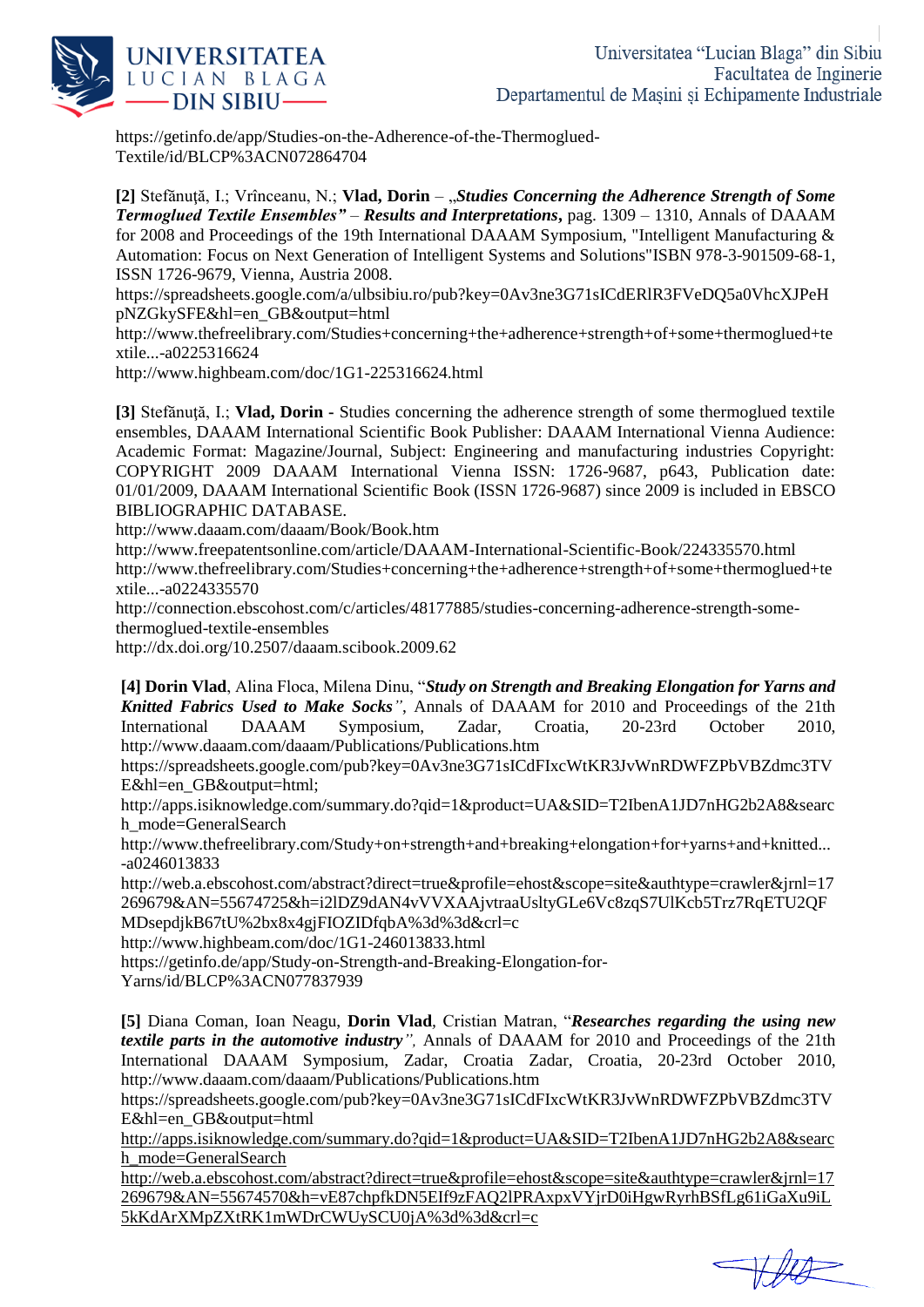https://getinfo.de/app/Studies-on-the-Adherence-of-the-Thermoglued-Textile/id/BLCP%3ACN072864704

**[2]** Stefănuţă, I.; Vrînceanu, N.; **Vlad, Dorin** – „***Studies Concerning the Adherence Strength of Some Termoglued Textile Ensembles" – Results and Interpretations***, pag. 1309 – 1310, Annals of DAAAM for 2008 and Proceedings of the 19th International DAAAM Symposium, "Intelligent Manufacturing & Automation: Focus on Next Generation of Intelligent Systems and Solutions"ISBN 978-3-901509-68-1, ISSN 1726-9679, Vienna, Austria 2008.
https://spreadsheets.google.com/a/ulbsibiu.ro/pub?key=0Av3ne3G71sICdERlR3FVeDQ5a0VhcXJPeHpNZGkySFE&hl=en_GB&output=html
http://www.thefreelibrary.com/Studies+concerning+the+adherence+strength+of+some+thermoglued+textile...-a0225316624
http://www.highbeam.com/doc/1G1-225316624.html

**[3]** Stefănuţă, I.; **Vlad, Dorin -** Studies concerning the adherence strength of some thermoglued textile ensembles, DAAAM International Scientific Book Publisher: DAAAM International Vienna Audience: Academic Format: Magazine/Journal, Subject: Engineering and manufacturing industries Copyright: COPYRIGHT 2009 DAAAM International Vienna ISSN: 1726-9687, p643, Publication date: 01/01/2009, DAAAM International Scientific Book (ISSN 1726-9687) since 2009 is included in EBSCO BIBLIOGRAPHIC DATABASE.
http://www.daaam.com/daaam/Book/Book.htm
http://www.freepatentsonline.com/article/DAAAM-International-Scientific-Book/224335570.html
http://www.thefreelibrary.com/Studies+concerning+the+adherence+strength+of+some+thermoglued+textile...-a0224335570
http://connection.ebscohost.com/c/articles/48177885/studies-concerning-adherence-strength-some-thermoglued-textile-ensembles
http://dx.doi.org/10.2507/daaam.scibook.2009.62

**[4] Dorin Vlad**, Alina Floca, Milena Dinu, "***Study on Strength and Breaking Elongation for Yarns and Knitted Fabrics Used to Make Socks***", Annals of DAAAM for 2010 and Proceedings of the 21th International DAAAM Symposium, Zadar, Croatia, 20-23rd October 2010, http://www.daaam.com/daaam/Publications/Publications.htm
https://spreadsheets.google.com/pub?key=0Av3ne3G71sICdFIxcWtKR3JvWnRDWFZPbVBZdmc3TVE&hl=en_GB&output=html;
http://apps.isiknowledge.com/summary.do?qid=1&product=UA&SID=T2IbenA1JD7nHG2b2A8&search_mode=GeneralSearch
http://www.thefreelibrary.com/Study+on+strength+and+breaking+elongation+for+yarns+and+knitted...-a0246013833
http://web.a.ebscohost.com/abstract?direct=true&profile=ehost&scope=site&authtype=crawler&jrnl=17269679&AN=55674725&h=i2lDZ9dAN4vVVXAAjvtraaUsltyGLe6Vc8zqS7UlKcb5Trz7RqETU2QFMDsepdjkB67tU%2bx8x4gjFIOZIDfqbA%3d%3d&crl=c
http://www.highbeam.com/doc/1G1-246013833.html
https://getinfo.de/app/Study-on-Strength-and-Breaking-Elongation-for-Yarns/id/BLCP%3ACN077837939

**[5]** Diana Coman, Ioan Neagu, **Dorin Vlad**, Cristian Matran, "***Researches regarding the using new textile parts in the automotive industry***", Annals of DAAAM for 2010 and Proceedings of the 21th International DAAAM Symposium, Zadar, Croatia Zadar, Croatia, 20-23rd October 2010, http://www.daaam.com/daaam/Publications/Publications.htm
https://spreadsheets.google.com/pub?key=0Av3ne3G71sICdFIxcWtKR3JvWnRDWFZPbVBZdmc3TVE&hl=en_GB&output=html
http://apps.isiknowledge.com/summary.do?qid=1&product=UA&SID=T2IbenA1JD7nHG2b2A8&search_mode=GeneralSearch
http://web.a.ebscohost.com/abstract?direct=true&profile=ehost&scope=site&authtype=crawler&jrnl=17269679&AN=55674570&h=vE87chpfkDN5EIf9zFAQ2lPRAxpxVYjrD0iHgwRyrhBSfLg61iGaXu9iL5kKdArXMpZXtRK1mWDrCWUySCU0jA%3d%3d&crl=c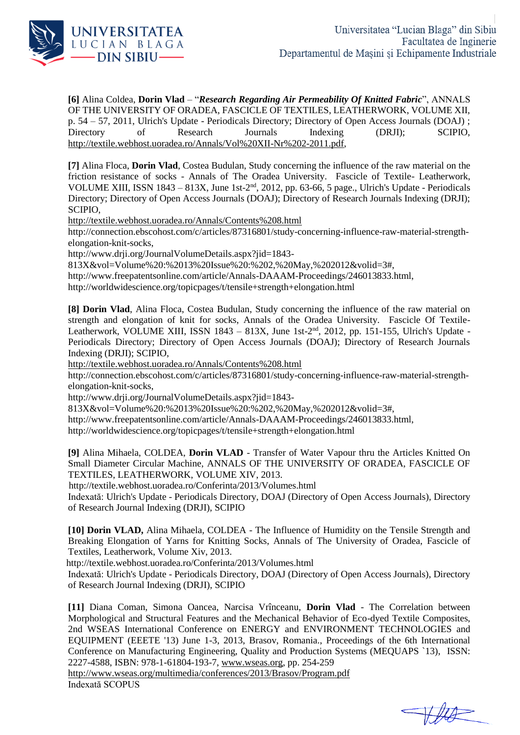**[6]** Alina Coldea, **Dorin Vlad** – "***Research Regarding Air Permeability Of Knitted Fabric***", ANNALS OF THE UNIVERSITY OF ORADEA, FASCICLE OF TEXTILES, LEATHERWORK, VOLUME XII, p. 54 – 57, 2011, Ulrich's Update - Periodicals Directory; Directory of Open Access Journals (DOAJ) ; Directory of Research Journals Indexing (DRJI); SCIPIO, http://textile.webhost.uoradea.ro/Annals/Vol%20XII-Nr%202-2011.pdf,

**[7]** Alina Floca, **Dorin Vlad**, Costea Budulan, Study concerning the influence of the raw material on the friction resistance of socks - Annals of The Oradea University. Fascicle of Textile- Leatherwork, VOLUME XIII, ISSN 1843 – 813X, June 1st-2nd, 2012, pp. 63-66, 5 page., Ulrich's Update - Periodicals Directory; Directory of Open Access Journals (DOAJ); Directory of Research Journals Indexing (DRJI); SCIPIO,
http://textile.webhost.uoradea.ro/Annals/Contents%208.html
http://connection.ebscohost.com/c/articles/87316801/study-concerning-influence-raw-material-strength-elongation-knit-socks,
http://www.drji.org/JournalVolumeDetails.aspx?jid=1843-813X&vol=Volume%20:%2013%20Issue%20:%202,%20May,%202012&volid=3#,
http://www.freepatentsonline.com/article/Annals-DAAAM-Proceedings/246013833.html,
http://worldwidescience.org/topicpages/t/tensile+strength+elongation.html

**[8] Dorin Vlad**, Alina Floca, Costea Budulan, Study concerning the influence of the raw material on strength and elongation of knit for socks, Annals of the Oradea University. Fascicle Of Textile-Leatherwork, VOLUME XIII, ISSN 1843 – 813X, June 1st-2nd, 2012, pp. 151-155, Ulrich's Update - Periodicals Directory; Directory of Open Access Journals (DOAJ); Directory of Research Journals Indexing (DRJI); SCIPIO,
http://textile.webhost.uoradea.ro/Annals/Contents%208.html
http://connection.ebscohost.com/c/articles/87316801/study-concerning-influence-raw-material-strength-elongation-knit-socks,
http://www.drji.org/JournalVolumeDetails.aspx?jid=1843-813X&vol=Volume%20:%2013%20Issue%20:%202,%20May,%202012&volid=3#,
http://www.freepatentsonline.com/article/Annals-DAAAM-Proceedings/246013833.html,
http://worldwidescience.org/topicpages/t/tensile+strength+elongation.html

**[9]** Alina Mihaela, COLDEA, **Dorin VLAD** - Transfer of Water Vapour thru the Articles Knitted On Small Diameter Circular Machine, ANNALS OF THE UNIVERSITY OF ORADEA, FASCICLE OF TEXTILES, LEATHERWORK, VOLUME XIV, 2013.
http://textile.webhost.uoradea.ro/Conferinta/2013/Volumes.html
Indexată: Ulrich's Update - Periodicals Directory, DOAJ (Directory of Open Access Journals), Directory of Research Journal Indexing (DRJI), SCIPIO

**[10] Dorin VLAD,** Alina Mihaela, COLDEA - The Influence of Humidity on the Tensile Strength and Breaking Elongation of Yarns for Knitting Socks, Annals of The University of Oradea, Fascicle of Textiles, Leatherwork, Volume Xiv, 2013.
http://textile.webhost.uoradea.ro/Conferinta/2013/Volumes.html
Indexată: Ulrich's Update - Periodicals Directory, DOAJ (Directory of Open Access Journals), Directory of Research Journal Indexing (DRJI), SCIPIO

**[11]** Diana Coman, Simona Oancea, Narcisa Vrînceanu, **Dorin Vlad** - The Correlation between Morphological and Structural Features and the Mechanical Behavior of Eco-dyed Textile Composites, 2nd WSEAS International Conference on ENERGY and ENVIRONMENT TECHNOLOGIES and EQUIPMENT (EEETE '13) June 1-3, 2013, Brasov, Romania., Proceedings of the 6th International Conference on Manufacturing Engineering, Quality and Production Systems (MEQUAPS `13), ISSN: 2227-4588, ISBN: 978-1-61804-193-7, www.wseas.org, pp. 254-259
http://www.wseas.org/multimedia/conferences/2013/Brasov/Program.pdf
Indexată SCOPUS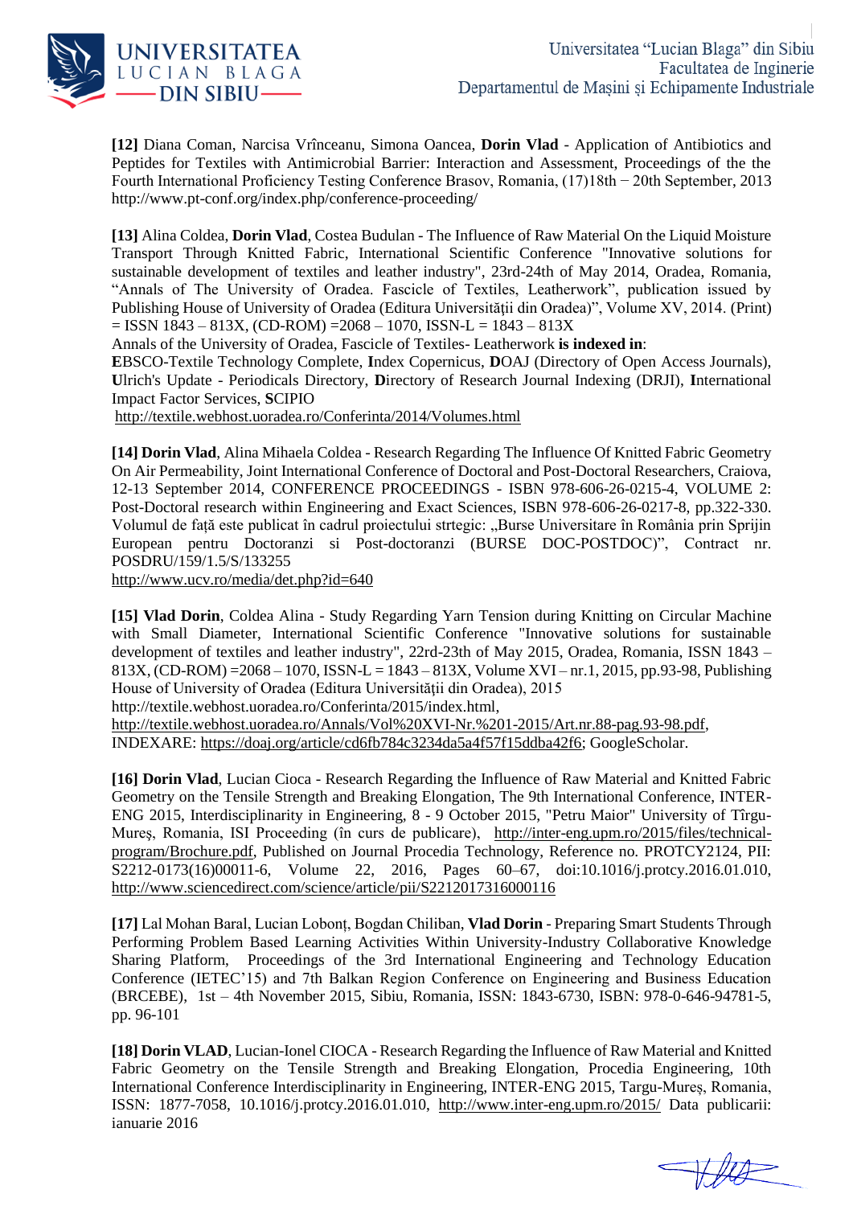**[12]** Diana Coman, Narcisa Vrînceanu, Simona Oancea, **Dorin Vlad** - Application of Antibiotics and Peptides for Textiles with Antimicrobial Barrier: Interaction and Assessment, Proceedings of the the Fourth International Proficiency Testing Conference Brasov, Romania, (17)18th − 20th September, 2013 http://www.pt-conf.org/index.php/conference-proceeding/

**[13]** Alina Coldea, **Dorin Vlad**, Costea Budulan - The Influence of Raw Material On the Liquid Moisture Transport Through Knitted Fabric, International Scientific Conference "Innovative solutions for sustainable development of textiles and leather industry", 23rd-24th of May 2014, Oradea, Romania, "Annals of The University of Oradea. Fascicle of Textiles, Leatherwork", publication issued by Publishing House of University of Oradea (Editura Universităţii din Oradea)", Volume XV, 2014. (Print) = ISSN 1843 – 813X, (CD-ROM) =2068 – 1070, ISSN-L = 1843 – 813X

Annals of the University of Oradea, Fascicle of Textiles- Leatherwork **is indexed in**:
**E**BSCO-Textile Technology Complete, **I**ndex Copernicus, **D**OAJ (Directory of Open Access Journals), **U**lrich's Update - Periodicals Directory, **D**irectory of Research Journal Indexing (DRJI), **I**nternational Impact Factor Services, **S**CIPIO
http://textile.webhost.uoradea.ro/Conferinta/2014/Volumes.html

**[14] Dorin Vlad**, Alina Mihaela Coldea - Research Regarding The Influence Of Knitted Fabric Geometry On Air Permeability, Joint International Conference of Doctoral and Post-Doctoral Researchers, Craiova, 12-13 September 2014, CONFERENCE PROCEEDINGS - ISBN 978-606-26-0215-4, VOLUME 2: Post-Doctoral research within Engineering and Exact Sciences, ISBN 978-606-26-0217-8, pp.322-330. Volumul de faţă este publicat în cadrul proiectului strtegic: „Burse Universitare în România prin Sprijin European pentru Doctoranzi si Post-doctoranzi (BURSE DOC-POSTDOC)", Contract nr. POSDRU/159/1.5/S/133255
http://www.ucv.ro/media/det.php?id=640

**[15] Vlad Dorin**, Coldea Alina - Study Regarding Yarn Tension during Knitting on Circular Machine with Small Diameter, International Scientific Conference "Innovative solutions for sustainable development of textiles and leather industry", 22rd-23th of May 2015, Oradea, Romania, ISSN 1843 – 813X, (CD-ROM) =2068 – 1070, ISSN-L = 1843 – 813X, Volume XVI – nr.1, 2015, pp.93-98, Publishing House of University of Oradea (Editura Universităţii din Oradea), 2015
http://textile.webhost.uoradea.ro/Conferinta/2015/index.html,
http://textile.webhost.uoradea.ro/Annals/Vol%20XVI-Nr.%201-2015/Art.nr.88-pag.93-98.pdf,
INDEXARE: https://doaj.org/article/cd6fb784c3234da5a4f57f15ddba42f6; GoogleScholar.

**[16] Dorin Vlad**, Lucian Cioca - Research Regarding the Influence of Raw Material and Knitted Fabric Geometry on the Tensile Strength and Breaking Elongation, The 9th International Conference, INTER-ENG 2015, Interdisciplinarity in Engineering, 8 - 9 October 2015, "Petru Maior" University of Tîrgu-Mureş, Romania, ISI Proceeding (în curs de publicare), http://inter-eng.upm.ro/2015/files/technical-program/Brochure.pdf, Published on Journal Procedia Technology, Reference no. PROTCY2124, PII: S2212-0173(16)00011-6, Volume 22, 2016, Pages 60–67, doi:10.1016/j.protcy.2016.01.010, http://www.sciencedirect.com/science/article/pii/S2212017316000116

**[17]** Lal Mohan Baral, Lucian Lobonț, Bogdan Chiliban, **Vlad Dorin** - Preparing Smart Students Through Performing Problem Based Learning Activities Within University-Industry Collaborative Knowledge Sharing Platform, Proceedings of the 3rd International Engineering and Technology Education Conference (IETEC'15) and 7th Balkan Region Conference on Engineering and Business Education (BRCEBE), 1st – 4th November 2015, Sibiu, Romania, ISSN: 1843-6730, ISBN: 978-0-646-94781-5, pp. 96-101

**[18] Dorin VLAD**, Lucian-Ionel CIOCA - Research Regarding the Influence of Raw Material and Knitted Fabric Geometry on the Tensile Strength and Breaking Elongation, Procedia Engineering, 10th International Conference Interdisciplinarity in Engineering, INTER-ENG 2015, Targu-Mureș, Romania, ISSN: 1877-7058, 10.1016/j.protcy.2016.01.010, http://www.inter-eng.upm.ro/2015/ Data publicarii: ianuarie 2016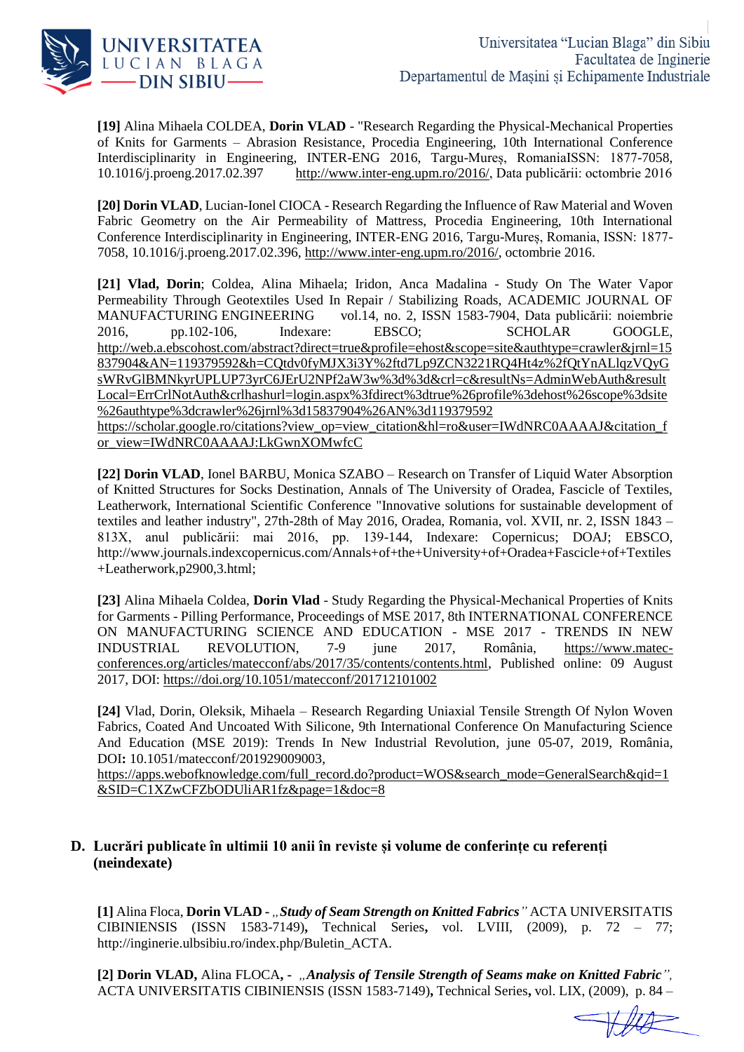**[19]** Alina Mihaela COLDEA, **Dorin VLAD** - "Research Regarding the Physical-Mechanical Properties of Knits for Garments – Abrasion Resistance, Procedia Engineering, 10th International Conference Interdisciplinarity in Engineering, INTER-ENG 2016, Targu-Mureș, RomaniaISSN: 1877-7058, 10.1016/j.proeng.2017.02.397 http://www.inter-eng.upm.ro/2016/, Data publicării: octombrie 2016

**[20] Dorin VLAD**, Lucian-Ionel CIOCA - Research Regarding the Influence of Raw Material and Woven Fabric Geometry on the Air Permeability of Mattress, Procedia Engineering, 10th International Conference Interdisciplinarity in Engineering, INTER-ENG 2016, Targu-Mureș, Romania, ISSN: 1877-7058, 10.1016/j.proeng.2017.02.396, http://www.inter-eng.upm.ro/2016/, octombrie 2016.

**[21] Vlad, Dorin**; Coldea, Alina Mihaela; Iridon, Anca Madalina - Study On The Water Vapor Permeability Through Geotextiles Used In Repair / Stabilizing Roads, ACADEMIC JOURNAL OF MANUFACTURING ENGINEERING vol.14, no. 2, ISSN 1583-7904, Data publicării: noiembrie 2016, pp.102-106, Indexare: EBSCO; SCHOLAR GOOGLE, http://web.a.ebscohost.com/abstract?direct=true&profile=ehost&scope=site&authtype=crawler&jrnl=15837904&AN=119379592&h=CQtdv0fyMJX3i3Y%2ftd7Lp9ZCN3221RQ4Ht4z%2fQtYnALlqzVQyGsWRvGlBMNkyrUPLUP73yrC6JErU2NPf2aW3w%3d%3d&crl=c&resultNs=AdminWebAuth&resultLocal=ErrCrlNotAuth&crlhashurl=login.aspx%3fdirect%3dtrue%26profile%3dehost%26scope%3dsite%26authtype%3dcrawler%26jrnl%3d15837904%26AN%3d119379592
https://scholar.google.ro/citations?view_op=view_citation&hl=ro&user=IWdNRC0AAAAJ&citation_for_view=IWdNRC0AAAAJ:LkGwnXOMwfcC

**[22] Dorin VLAD**, Ionel BARBU, Monica SZABO – Research on Transfer of Liquid Water Absorption of Knitted Structures for Socks Destination, Annals of The University of Oradea, Fascicle of Textiles, Leatherwork, International Scientific Conference "Innovative solutions for sustainable development of textiles and leather industry", 27th-28th of May 2016, Oradea, Romania, vol. XVII, nr. 2, ISSN 1843 – 813X, anul publicării: mai 2016, pp. 139-144, Indexare: Copernicus; DOAJ; EBSCO, http://www.journals.indexcopernicus.com/Annals+of+the+University+of+Oradea+Fascicle+of+Textiles+Leatherwork,p2900,3.html;

**[23]** Alina Mihaela Coldea, **Dorin Vlad** - Study Regarding the Physical-Mechanical Properties of Knits for Garments - Pilling Performance, Proceedings of MSE 2017, 8th INTERNATIONAL CONFERENCE ON MANUFACTURING SCIENCE AND EDUCATION - MSE 2017 - TRENDS IN NEW INDUSTRIAL REVOLUTION, 7-9 june 2017, România, https://www.matec-conferences.org/articles/matecconf/abs/2017/35/contents/contents.html, Published online: 09 August 2017, DOI: https://doi.org/10.1051/matecconf/201712101002

**[24]** Vlad, Dorin, Oleksik, Mihaela – Research Regarding Uniaxial Tensile Strength Of Nylon Woven Fabrics, Coated And Uncoated With Silicone, 9th International Conference On Manufacturing Science And Education (MSE 2019): Trends In New Industrial Revolution, june 05-07, 2019, România, DOI**:** 10.1051/matecconf/201929009003,
https://apps.webofknowledge.com/full_record.do?product=WOS&search_mode=GeneralSearch&qid=1&SID=C1XZwCFZbODUliAR1fz&page=1&doc=8

## D. Lucrări publicate în ultimii 10 anii în reviste și volume de conferințe cu referenți (neindexate)

**[1]** Alina Floca, **Dorin VLAD** - *„Study of Seam Strength on Knitted Fabrics"* ACTA UNIVERSITATIS CIBINIENSIS (ISSN 1583-7149)**,** Technical Series**,** vol. LVIII, (2009), p. 72 – 77; http://inginerie.ulbsibiu.ro/index.php/Buletin_ACTA.

**[2] Dorin VLAD,** Alina FLOCA**, -** *„Analysis of Tensile Strength of Seams make on Knitted Fabric",* ACTA UNIVERSITATIS CIBINIENSIS (ISSN 1583-7149)**,** Technical Series**,** vol. LIX, (2009), p. 84 –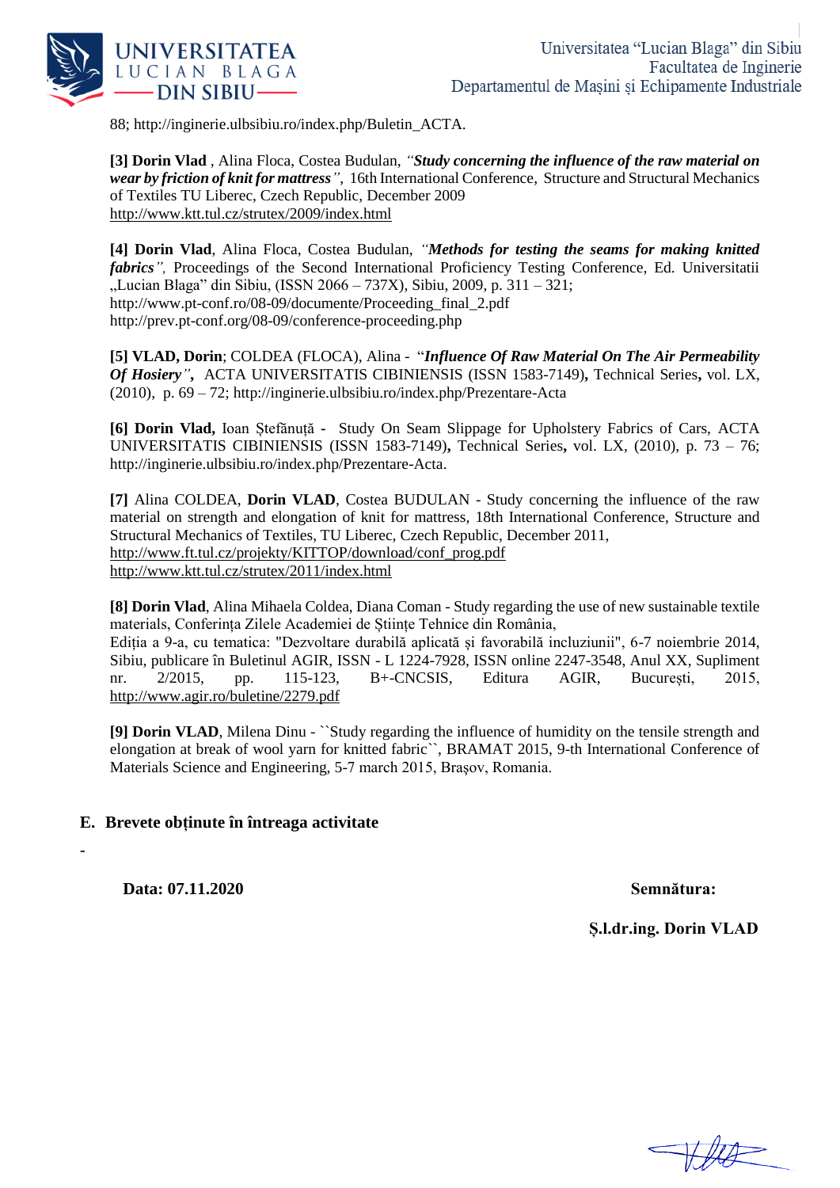88; http://inginerie.ulbsibiu.ro/index.php/Buletin_ACTA.

**[3] Dorin Vlad** , Alina Floca, Costea Budulan, *"**Study concerning the influence of the raw material on wear by friction of knit for mattress**"*, 16th International Conference, Structure and Structural Mechanics of Textiles TU Liberec, Czech Republic, December 2009
http://www.ktt.tul.cz/strutex/2009/index.html

**[4] Dorin Vlad**, Alina Floca, Costea Budulan, *"**Methods for testing the seams for making knitted fabrics**"*, Proceedings of the Second International Proficiency Testing Conference, Ed. Universitatii „Lucian Blaga" din Sibiu, (ISSN 2066 – 737X), Sibiu, 2009, p. 311 – 321;
http://www.pt-conf.ro/08-09/documente/Proceeding_final_2.pdf
http://prev.pt-conf.org/08-09/conference-proceeding.php

**[5] VLAD, Dorin**; COLDEA (FLOCA), Alina - "***Influence Of Raw Material On The Air Permeability Of Hosiery***"**,** ACTA UNIVERSITATIS CIBINIENSIS (ISSN 1583-7149)**,** Technical Series**,** vol. LX, (2010), p. 69 – 72; http://inginerie.ulbsibiu.ro/index.php/Prezentare-Acta

**[6] Dorin Vlad,** Ioan Ștefănuță - Study On Seam Slippage for Upholstery Fabrics of Cars, ACTA UNIVERSITATIS CIBINIENSIS (ISSN 1583-7149)**,** Technical Series**,** vol. LX, (2010), p. 73 – 76; http://inginerie.ulbsibiu.ro/index.php/Prezentare-Acta.

**[7]** Alina COLDEA, **Dorin VLAD**, Costea BUDULAN - Study concerning the influence of the raw material on strength and elongation of knit for mattress, 18th International Conference, Structure and Structural Mechanics of Textiles, TU Liberec, Czech Republic, December 2011,
http://www.ft.tul.cz/projekty/KITTOP/download/conf_prog.pdf
http://www.ktt.tul.cz/strutex/2011/index.html

**[8] Dorin Vlad**, Alina Mihaela Coldea, Diana Coman - Study regarding the use of new sustainable textile materials, Conferința Zilele Academiei de Științe Tehnice din România,
Ediția a 9-a, cu tematica: "Dezvoltare durabilă aplicată și favorabilă incluziunii", 6-7 noiembrie 2014, Sibiu, publicare în Buletinul AGIR, ISSN - L 1224-7928, ISSN online 2247-3548, Anul XX, Supliment nr. 2/2015, pp. 115-123, B+-CNCSIS, Editura AGIR, București, 2015, http://www.agir.ro/buletine/2279.pdf

**[9] Dorin VLAD**, Milena Dinu - ``Study regarding the influence of humidity on the tensile strength and elongation at break of wool yarn for knitted fabric``, BRAMAT 2015, 9-th International Conference of Materials Science and Engineering, 5-7 march 2015, Brașov, Romania.

## E. Brevete obținute în întreaga activitate

-

**Data: 07.11.2020** **Semnătura:**

**Ș.l.dr.ing. Dorin VLAD**